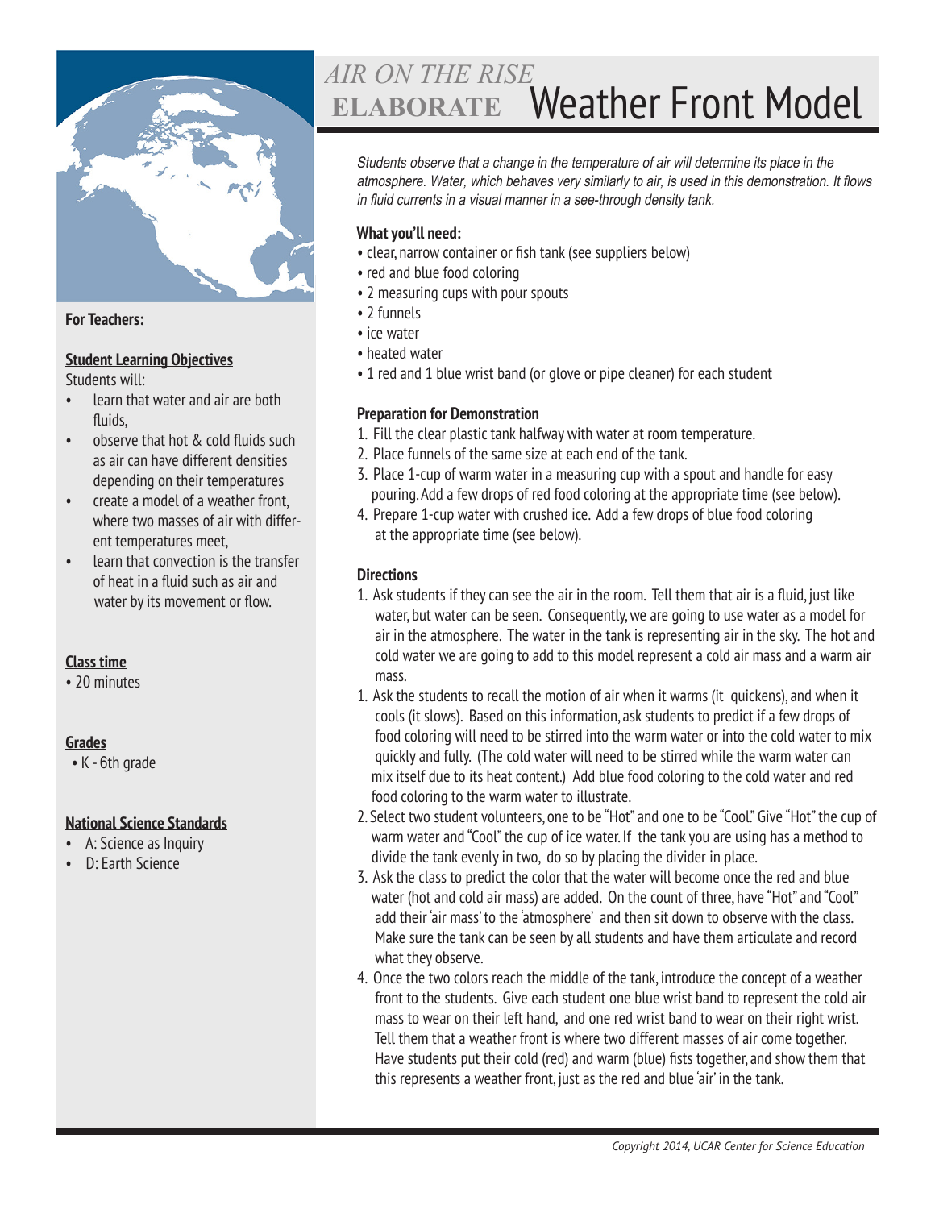# *AIR ON THE RISE*
# ELABORATE Weather Front Model

*Students observe that a change in the temperature of air will determine its place in the atmosphere. Water, which behaves very similarly to air, is used in this demonstration. It flows in fluid currents in a visual manner in a see-through density tank.*

**What you'll need:**

- clear, narrow container or fish tank (see suppliers below)
- red and blue food coloring
- 2 measuring cups with pour spouts
- 2 funnels
- ice water
- heated water
- 1 red and 1 blue wrist band (or glove or pipe cleaner) for each student

**Preparation for Demonstration**

1. Fill the clear plastic tank halfway with water at room temperature.
2. Place funnels of the same size at each end of the tank.
3. Place 1-cup of warm water in a measuring cup with a spout and handle for easy pouring. Add a few drops of red food coloring at the appropriate time (see below).
4. Prepare 1-cup water with crushed ice. Add a few drops of blue food coloring at the appropriate time (see below).

**Directions**

1. Ask students if they can see the air in the room. Tell them that air is a fluid, just like water, but water can be seen. Consequently, we are going to use water as a model for air in the atmosphere. The water in the tank is representing air in the sky. The hot and cold water we are going to add to this model represent a cold air mass and a warm air mass.
1. Ask the students to recall the motion of air when it warms (it quickens), and when it cools (it slows). Based on this information, ask students to predict if a few drops of food coloring will need to be stirred into the warm water or into the cold water to mix quickly and fully. (The cold water will need to be stirred while the warm water can mix itself due to its heat content.) Add blue food coloring to the cold water and red food coloring to the warm water to illustrate.
2. Select two student volunteers, one to be "Hot" and one to be "Cool." Give "Hot" the cup of warm water and "Cool" the cup of ice water. If the tank you are using has a method to divide the tank evenly in two, do so by placing the divider in place.
3. Ask the class to predict the color that the water will become once the red and blue water (hot and cold air mass) are added. On the count of three, have "Hot" and "Cool" add their 'air mass' to the 'atmosphere' and then sit down to observe with the class. Make sure the tank can be seen by all students and have them articulate and record what they observe.
4. Once the two colors reach the middle of the tank, introduce the concept of a weather front to the students. Give each student one blue wrist band to represent the cold air mass to wear on their left hand, and one red wrist band to wear on their right wrist. Tell them that a weather front is where two different masses of air come together. Have students put their cold (red) and warm (blue) fists together, and show them that this represents a weather front, just as the red and blue 'air' in the tank.

**For Teachers:**

**Student Learning Objectives**

Students will:

- learn that water and air are both fluids,
- observe that hot & cold fluids such as air can have different densities depending on their temperatures
- create a model of a weather front, where two masses of air with different temperatures meet,
- learn that convection is the transfer of heat in a fluid such as air and water by its movement or flow.

**Class time**

- 20 minutes

**Grades**

- K - 6th grade

**National Science Standards**

- A: Science as Inquiry
- D: Earth Science

*Copyright 2014, UCAR Center for Science Education*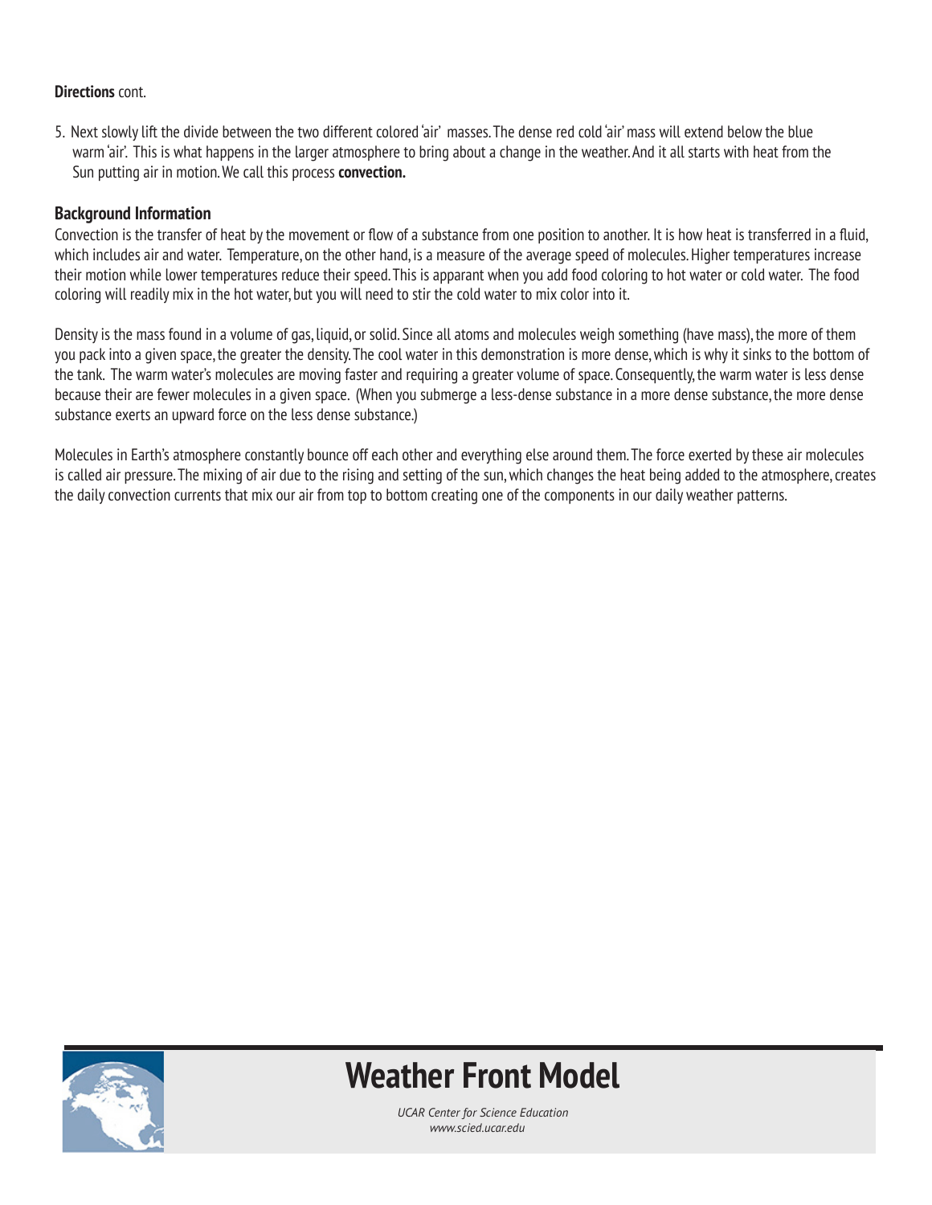**Directions** cont.

5. Next slowly lift the divide between the two different colored 'air' masses. The dense red cold 'air' mass will extend below the blue warm 'air'. This is what happens in the larger atmosphere to bring about a change in the weather. And it all starts with heat from the Sun putting air in motion. We call this process **convection.**

## Background Information

Convection is the transfer of heat by the movement or flow of a substance from one position to another. It is how heat is transferred in a fluid, which includes air and water. Temperature, on the other hand, is a measure of the average speed of molecules. Higher temperatures increase their motion while lower temperatures reduce their speed. This is apparant when you add food coloring to hot water or cold water. The food coloring will readily mix in the hot water, but you will need to stir the cold water to mix color into it.

Density is the mass found in a volume of gas, liquid, or solid. Since all atoms and molecules weigh something (have mass), the more of them you pack into a given space, the greater the density. The cool water in this demonstration is more dense, which is why it sinks to the bottom of the tank. The warm water's molecules are moving faster and requiring a greater volume of space. Consequently, the warm water is less dense because their are fewer molecules in a given space. (When you submerge a less-dense substance in a more dense substance, the more dense substance exerts an upward force on the less dense substance.)

Molecules in Earth's atmosphere constantly bounce off each other and everything else around them. The force exerted by these air molecules is called air pressure. The mixing of air due to the rising and setting of the sun, which changes the heat being added to the atmosphere, creates the daily convection currents that mix our air from top to bottom creating one of the components in our daily weather patterns.